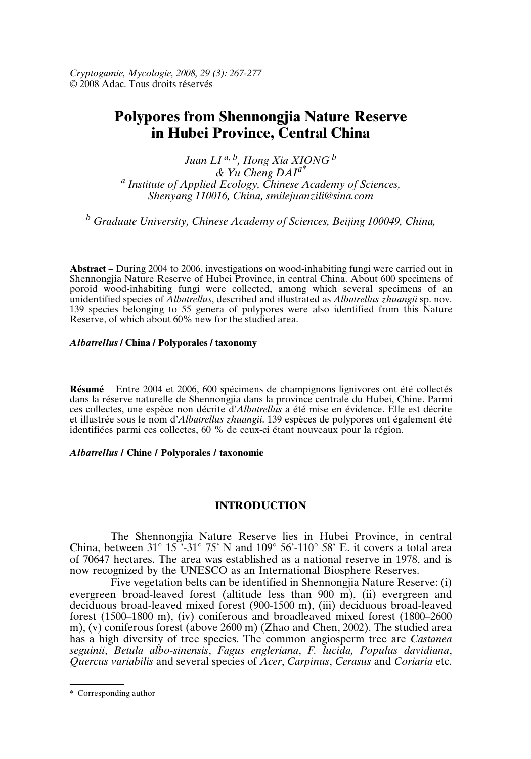Cryptogamie, Mycologie, 2008, 29 (3): 267-277
© 2008 Adac. Tous droits réservés

# Polypores from Shennongjia Nature Reserve in Hubei Province, Central China

*Juan LI [a, b], Hong Xia XIONG [b] & Yu Cheng DAI[a*]*

*[a] Institute of Applied Ecology, Chinese Academy of Sciences, Shenyang 110016, China, smilejuanzili@sina.com*

*[b] Graduate University, Chinese Academy of Sciences, Beijing 100049, China,*

**Abstract** – During 2004 to 2006, investigations dans on wood-inhabiting fungi were carried out in Shennongjia Nature Reserve of Hubei Province, in central China. About 600 specimens of poroid wood-inhabiting fungi were collected, among which several specimens of an unidentified species of *Albatrellus*, described and illustrated as *Albatrellus zhuangii* sp. nov. 139 species belonging to 55 genera of polypores were also identified from this Nature Reserve, of which about 60% new for the studied area.

***Albatrellus* / China / Polyporales / taxonomy**

**Résumé** – Entre 2004 et 2006, 600 spécimens de champignons lignivores ont été collectés dans la réserve naturelle de Shennongjia dans la province centrale du Hubei, Chine. Parmi ces collectes, une espèce non décrite d'*Albatrellus* a été mise en évidence. Elle est décrite et illustrée sous le nom d'*Albatrellus zhuangii*. 139 espèces de polypores ont également été identifiées parmi ces collectes, 60 % de ceux-ci étant nouveaux pour la région.

***Albatrellus* / Chine / Polyporales / taxonomie**

## INTRODUCTION

The Shennongjia Nature Reserve lies in Hubei Province, in central China, between 31° 15 '-31° 75' N and 109° 56'-110° 58' E. it covers a total area of 70647 hectares. The area was established as a national reserve in 1978, and is now recognized by the UNESCO as an International Biosphere Reserves.

Five vegetation belts can be identified in Shennongjia Nature Reserve: (i) evergreen broad-leaved forest (altitude less than 900 m), (ii) evergreen and deciduous broad-leaved mixed forest (900-1500 m), (iii) deciduous broad-leaved forest (1500–1800 m), (iv) coniferous and broadleaved mixed forest (1800–2600 m), (v) coniferous forest (above 2600 m) (Zhao and Chen, 2002). The studied area has a high diversity of tree species. The common angiosperm tree are *Castanea seguinii*, *Betula albo-sinensis*, *Fagus engleriana*, *F. lucida, Populus davidiana*, *Quercus variabilis* and several species of *Acer*, *Carpinus*, *Cerasus* and *Coriaria* etc.

\* Corresponding author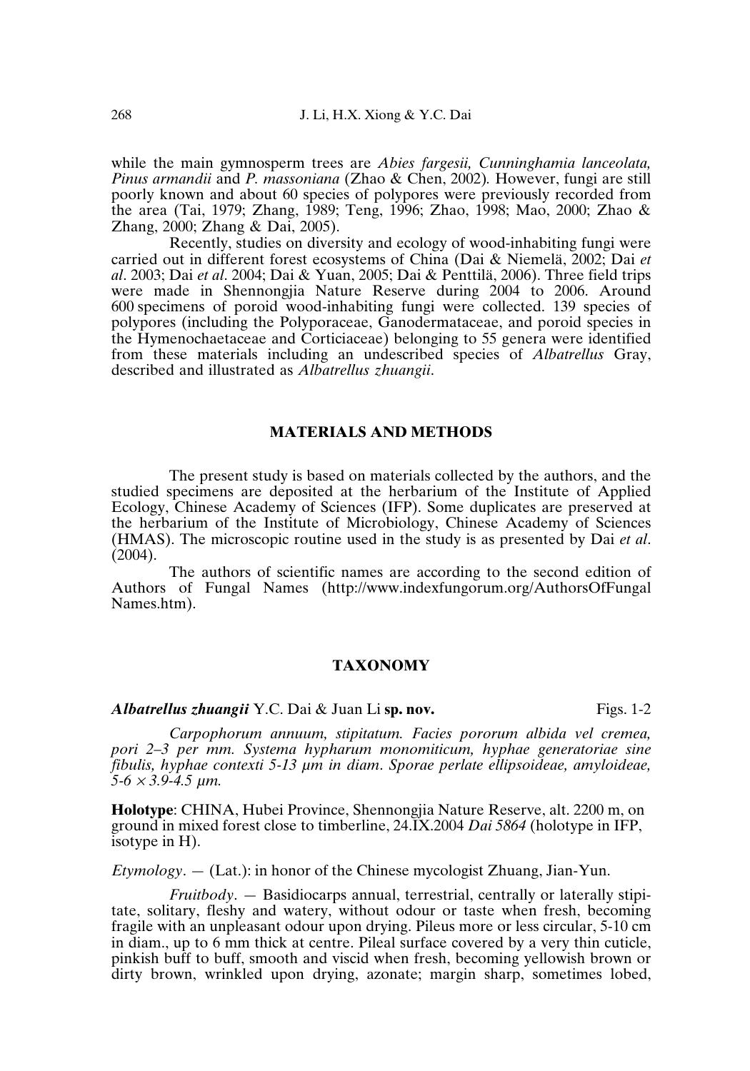while the main gymnosperm trees are *Abies fargesii, Cunninghamia lanceolata, Pinus armandii* and *P. massoniana* (Zhao & Chen, 2002). However, fungi are still poorly known and about 60 species of polypores were previously recorded from the area (Tai, 1979; Zhang, 1989; Teng, 1996; Zhao, 1998; Mao, 2000; Zhao & Zhang, 2000; Zhang & Dai, 2005).

Recently, studies on diversity and ecology of wood-inhabiting fungi were carried out in different forest ecosystems of China (Dai & Niemelä, 2002; Dai *et al*. 2003; Dai *et al*. 2004; Dai & Yuan, 2005; Dai & Penttilä, 2006). Three field trips were made in Shennongjia Nature Reserve during 2004 to 2006. Around 600 specimens of poroid wood-inhabiting fungi were collected. 139 species of polypores (including the Polyporaceae, Ganodermataceae, and poroid species in the Hymenochaetaceae and Corticiaceae) belonging to 55 genera were identified from these materials including an undescribed species of *Albatrellus* Gray, described and illustrated as *Albatrellus zhuangii*.

## MATERIALS AND METHODS

The present study is based on materials collected by the authors, and the studied specimens are deposited at the herbarium of the Institute of Applied Ecology, Chinese Academy of Sciences (IFP). Some duplicates are preserved at the herbarium of the Institute of Microbiology, Chinese Academy of Sciences (HMAS). The microscopic routine used in the study is as presented by Dai *et al*. (2004).

The authors of scientific names are according to the second edition of Authors of Fungal Names (http://www.indexfungorum.org/AuthorsOfFungalNames.htm).

## TAXONOMY

***Albatrellus zhuangii*** Y.C. Dai & Juan Li **sp. nov.** Figs. 1-2

*Carpophorum annuum, stipitatum. Facies pororum albida vel cremea, pori 2–3 per mm. Systema hypharum monomiticum, hyphae generatoriae sine fibulis, hyphae contexti 5-13 µm in diam. Sporae perlate ellipsoideae, amyloideae, 5-6 × 3.9-4.5 µm.*

**Holotype**: CHINA, Hubei Province, Shennongjia Nature Reserve, alt. 2200 m, on ground in mixed forest close to timberline, 24.IX.2004 *Dai 5864* (holotype in IFP, isotype in H).

*Etymology*. — (Lat.): in honor of the Chinese mycologist Zhuang, Jian-Yun.

*Fruitbody*. — Basidiocarps annual, terrestrial, centrally or laterally stipitate, solitary, fleshy and watery, without odour or taste when fresh, becoming fragile with an unpleasant odour upon drying. Pileus more or less circular, 5-10 cm in diam., up to 6 mm thick at centre. Pileal surface covered by a very thin cuticle, pinkish buff to buff, smooth and viscid when fresh, becoming yellowish brown or dirty brown, wrinkled upon drying, azonate; margin sharp, sometimes lobed,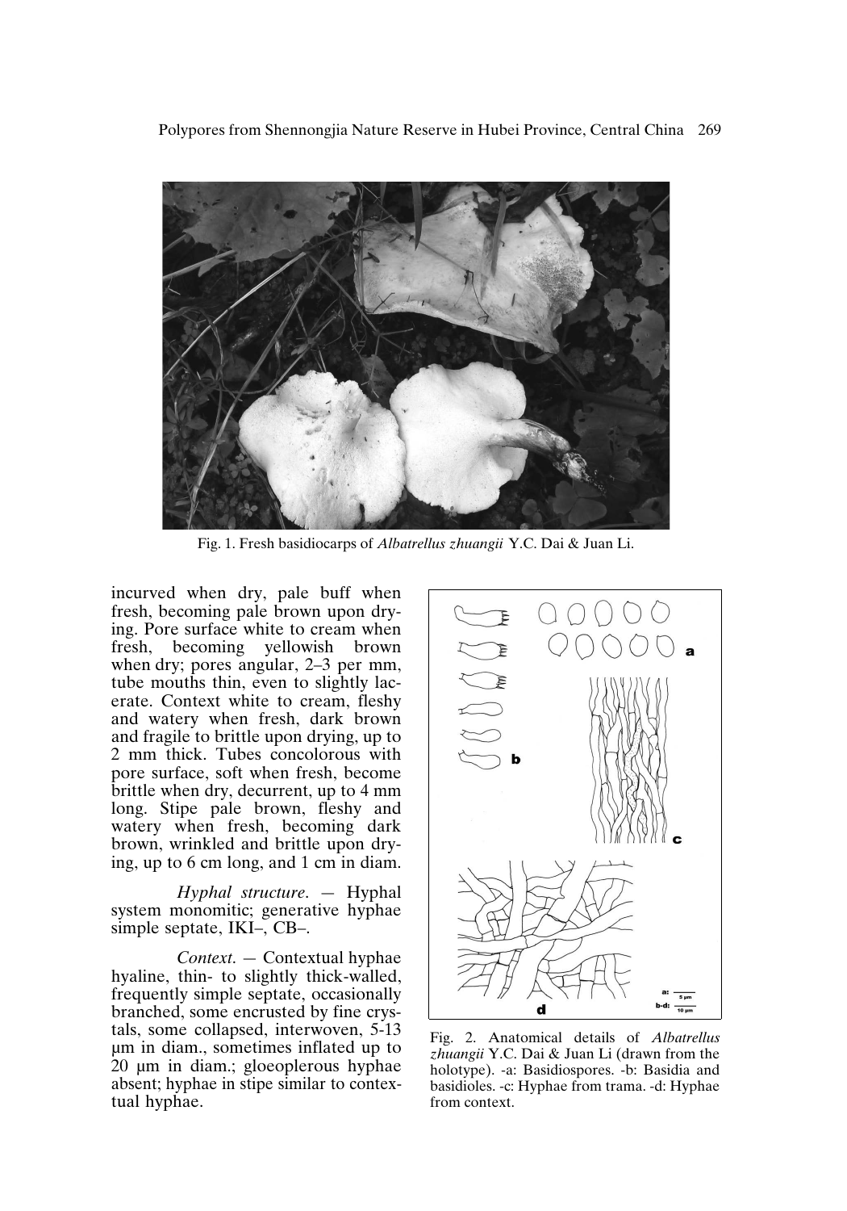Fig. 1. Fresh basidiocarps of *Albatrellus zhuangii* Y.C. Dai & Juan Li.

incurved when dry, pale buff when fresh, becoming pale brown upon drying. Pore surface white to cream when fresh, becoming yellowish brown when dry; pores angular, 2–3 per mm, tube mouths thin, even to slightly lacerate. Context white to cream, fleshy and watery when fresh, dark brown and fragile to brittle upon drying, up to 2 mm thick. Tubes concolorous with pore surface, soft when fresh, become brittle when dry, decurrent, up to 4 mm long. Stipe pale brown, fleshy and watery when fresh, becoming dark brown, wrinkled and brittle upon drying, up to 6 cm long, and 1 cm in diam.

*Hyphal structure.* — Hyphal system monomitic; generative hyphae simple septate, IKI–, CB–.

*Context.* — Contextual hyphae hyaline, thin- to slightly thick-walled, frequently simple septate, occasionally branched, some encrusted by fine crystals, some collapsed, interwoven, 5-13 µm in diam., sometimes inflated up to 20 µm in diam.; gloeoplerous hyphae absent; hyphae in stipe similar to contextual hyphae.

Fig. 2. Anatomical details of *Albatrellus zhuangii* Y.C. Dai & Juan Li (drawn from the holotype). -a: Basidiospores. -b: Basidia and basidioles. -c: Hyphae from trama. -d: Hyphae from context.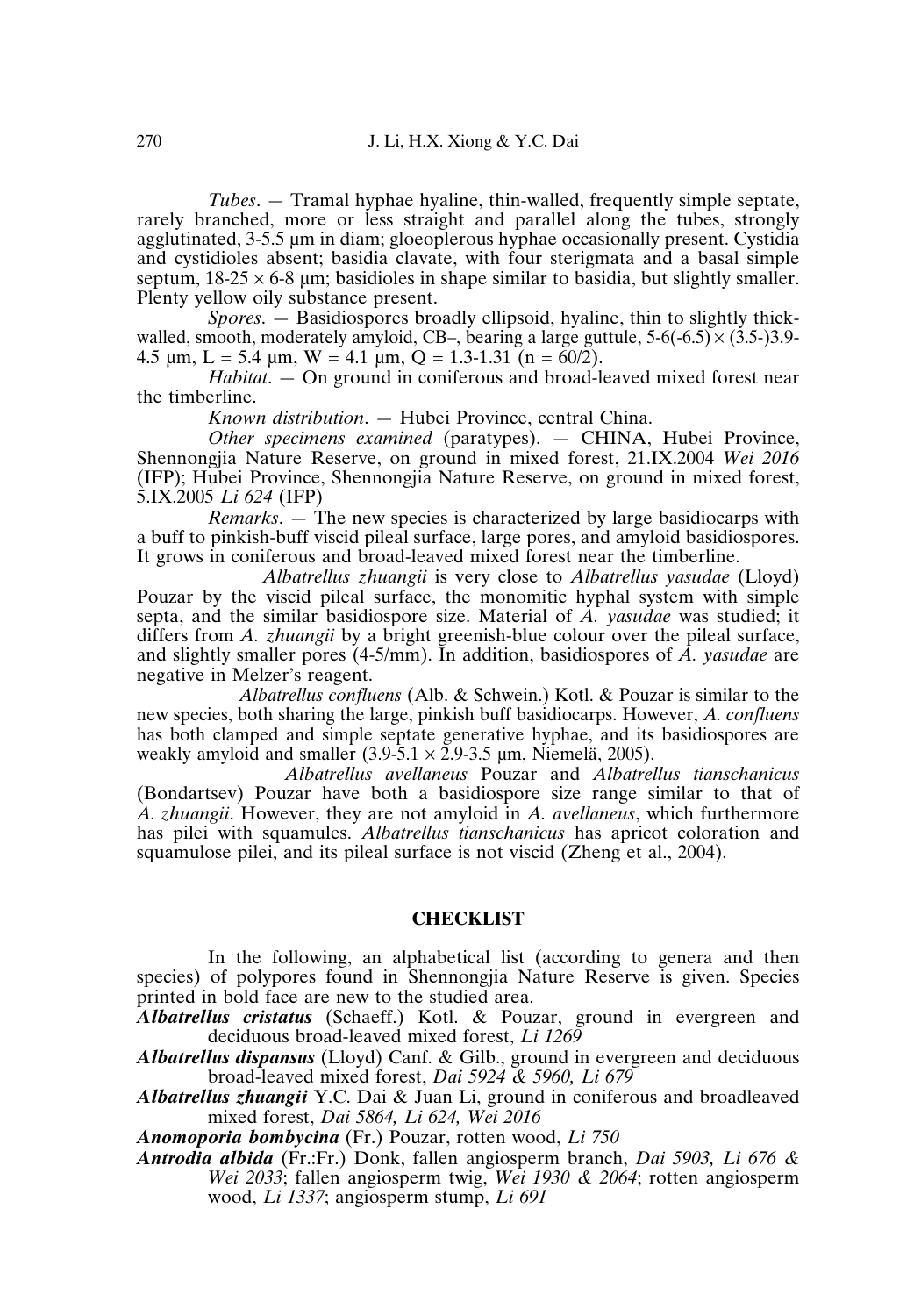*Tubes*. — Tramal hyphae hyaline, thin-walled, frequently simple septate, rarely branched, more or less straight and parallel along the tubes, strongly agglutinated, 3-5.5 µm in diam; gloeoplerous hyphae occasionally present. Cystidia and cystidioles absent; basidia clavate, with four sterigmata and a basal simple septum, 18-25 × 6-8 µm; basidioles in shape similar to basidia, but slightly smaller. Plenty yellow oily substance present.

*Spores*. — Basidiospores broadly ellipsoid, hyaline, thin to slightly thick-walled, smooth, moderately amyloid, CB–, bearing a large guttule, 5-6(-6.5) × (3.5-)3.9-4.5 µm, L = 5.4 µm, W = 4.1 µm, Q = 1.3-1.31 (n = 60/2).

*Habitat*. — On ground in coniferous and broad-leaved mixed forest near the timberline.

*Known distribution*. — Hubei Province, central China.

*Other specimens examined* (paratypes). — CHINA, Hubei Province, Shennongjia Nature Reserve, on ground in mixed forest, 21.IX.2004 *Wei 2016* (IFP); Hubei Province, Shennongjia Nature Reserve, on ground in mixed forest, 5.IX.2005 *Li 624* (IFP)

*Remarks*. — The new species is characterized by large basidiocarps with a buff to pinkish-buff viscid pileal surface, large pores, and amyloid basidiospores. It grows in coniferous and broad-leaved mixed forest near the timberline.

*Albatrellus zhuangii* is very close to *Albatrellus yasudae* (Lloyd) Pouzar by the viscid pileal surface, the monomitic hyphal system with simple septa, and the similar basidiospore size. Material of *A. yasudae* was studied; it differs from *A. zhuangii* by a bright greenish-blue colour over the pileal surface, and slightly smaller pores (4-5/mm). In addition, basidiospores of *A. yasudae* are negative in Melzer's reagent.

*Albatrellus confluens* (Alb. & Schwein.) Kotl. & Pouzar is similar to the new species, both sharing the large, pinkish buff basidiocarps. However, *A. confluens* has both clamped and simple septate generative hyphae, and its basidiospores are weakly amyloid and smaller (3.9-5.1 × 2.9-3.5 µm, Niemelä, 2005).

*Albatrellus avellaneus* Pouzar and *Albatrellus tianschanicus* (Bondartsev) Pouzar have both a basidiospore size range similar to that of *A. zhuangii*. However, they are not amyloid in *A. avellaneus*, which furthermore has pilei with squamules. *Albatrellus tianschanicus* has apricot coloration and squamulose pilei, and its pileal surface is not viscid (Zheng et al., 2004).

## CHECKLIST

In the following, an alphabetical list (according to genera and then species) of polypores found in Shennongjia Nature Reserve is given. Species printed in bold face are new to the studied area.

***Albatrellus cristatus*** (Schaeff.) Kotl. & Pouzar, ground in evergreen and deciduous broad-leaved mixed forest, *Li 1269*

***Albatrellus dispansus*** (Lloyd) Canf. & Gilb., ground in evergreen and deciduous broad-leaved mixed forest, *Dai 5924 & 5960, Li 679*

***Albatrellus zhuangii*** Y.C. Dai & Juan Li, ground in coniferous and broadleaved mixed forest, *Dai 5864, Li 624, Wei 2016*

***Anomoporia bombycina*** (Fr.) Pouzar, rotten wood, *Li 750*

***Antrodia albida*** (Fr.:Fr.) Donk, fallen angiosperm branch, *Dai 5903, Li 676 & Wei 2033*; fallen angiosperm twig, *Wei 1930 & 2064*; rotten angiosperm wood, *Li 1337*; angiosperm stump, *Li 691*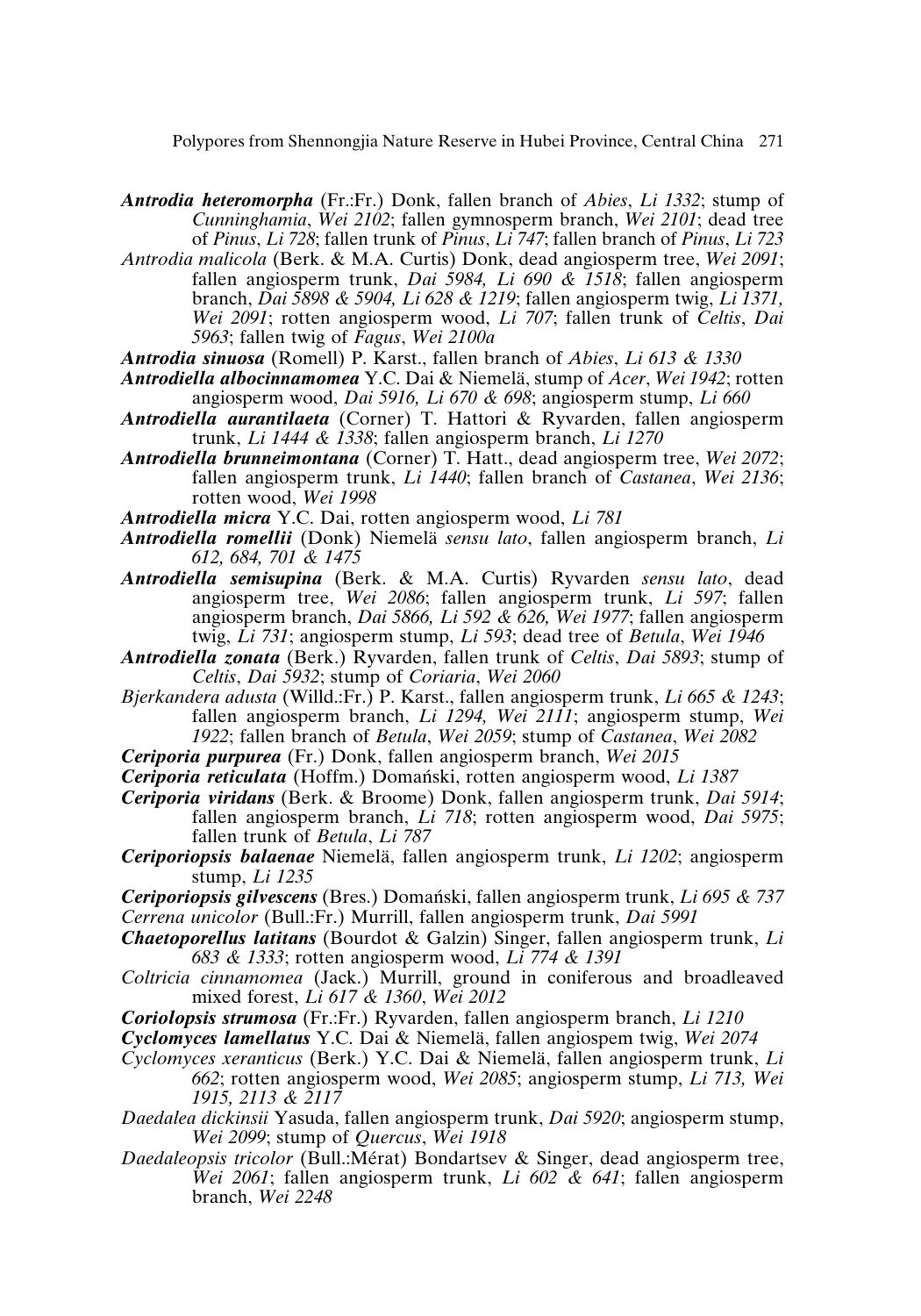***Antrodia heteromorpha*** (Fr.:Fr.) Donk, fallen branch of *Abies*, *Li 1332*; stump of *Cunninghamia*, *Wei 2102*; fallen gymnosperm branch, *Wei 2101*; dead tree of *Pinus*, *Li 728*; fallen trunk of *Pinus*, *Li 747*; fallen branch of *Pinus*, *Li 723*

*Antrodia malicola* (Berk. & M.A. Curtis) Donk, dead angiosperm tree, *Wei 2091*; fallen angiosperm trunk, *Dai 5984, Li 690 & 1518*; fallen angiosperm branch, *Dai 5898 & 5904, Li 628 & 1219*; fallen angiosperm twig, *Li 1371, Wei 2091*; rotten angiosperm wood, *Li 707*; fallen trunk of *Celtis*, *Dai 5963*; fallen twig of *Fagus*, *Wei 2100a*

***Antrodia sinuosa*** (Romell) P. Karst., fallen branch of *Abies*, *Li 613 & 1330*

***Antrodiella albocinnamomea*** Y.C. Dai & Niemelä, stump of *Acer*, *Wei 1942*; rotten angiosperm wood, *Dai 5916, Li 670 & 698*; angiosperm stump, *Li 660*

***Antrodiella aurantilaeta*** (Corner) T. Hattori & Ryvarden, fallen angiosperm trunk, *Li 1444 & 1338*; fallen angiosperm branch, *Li 1270*

***Antrodiella brunneimontana*** (Corner) T. Hatt., dead angiosperm tree, *Wei 2072*; fallen angiosperm trunk, *Li 1440*; fallen branch of *Castanea*, *Wei 2136*; rotten wood, *Wei 1998*

***Antrodiella micra*** Y.C. Dai, rotten angiosperm wood, *Li 781*

***Antrodiella romellii*** (Donk) Niemelä *sensu lato*, fallen angiosperm branch, *Li 612, 684, 701 & 1475*

***Antrodiella semisupina*** (Berk. & M.A. Curtis) Ryvarden *sensu lato*, dead angiosperm tree, *Wei 2086*; fallen angiosperm trunk, *Li 597*; fallen angiosperm branch, *Dai 5866, Li 592 & 626, Wei 1977*; fallen angiosperm twig, *Li 731*; angiosperm stump, *Li 593*; dead tree of *Betula*, *Wei 1946*

***Antrodiella zonata*** (Berk.) Ryvarden, fallen trunk of *Celtis*, *Dai 5893*; stump of *Celtis*, *Dai 5932*; stump of *Coriaria*, *Wei 2060*

*Bjerkandera adusta* (Willd.:Fr.) P. Karst., fallen angiosperm trunk, *Li 665 & 1243*; fallen angiosperm branch, *Li 1294, Wei 2111*; angiosperm stump, *Wei 1922*; fallen branch of *Betula*, *Wei 2059*; stump of *Castanea*, *Wei 2082*

***Ceriporia purpurea*** (Fr.) Donk, fallen angiosperm branch, *Wei 2015*

***Ceriporia reticulata*** (Hoffm.) Domański, rotten angiosperm wood, *Li 1387*

***Ceriporia viridans*** (Berk. & Broome) Donk, fallen angiosperm trunk, *Dai 5914*; fallen angiosperm branch, *Li 718*; rotten angiosperm wood, *Dai 5975*; fallen trunk of *Betula*, *Li 787*

***Ceriporiopsis balaenae*** Niemelä, fallen angiosperm trunk, *Li 1202*; angiosperm stump, *Li 1235*

***Ceriporiopsis gilvescens*** (Bres.) Domański, fallen angiosperm trunk, *Li 695 & 737*

*Cerrena unicolor* (Bull.:Fr.) Murrill, fallen angiosperm trunk, *Dai 5991*

***Chaetoporellus latitans*** (Bourdot & Galzin) Singer, fallen angiosperm trunk, *Li 683 & 1333*; rotten angiosperm wood, *Li 774 & 1391*

*Coltricia cinnamomea* (Jack.) Murrill, ground in coniferous and broadleaved mixed forest, *Li 617 & 1360*, *Wei 2012*

***Coriolopsis strumosa*** (Fr.:Fr.) Ryvarden, fallen angiosperm branch, *Li 1210*

***Cyclomyces lamellatus*** Y.C. Dai & Niemelä, fallen angiospem twig, *Wei 2074*

*Cyclomyces xeranticus* (Berk.) Y.C. Dai & Niemelä, fallen angiosperm trunk, *Li 662*; rotten angiosperm wood, *Wei 2085*; angiosperm stump, *Li 713, Wei 1915, 2113 & 2117*

*Daedalea dickinsii* Yasuda, fallen angiosperm trunk, *Dai 5920*; angiosperm stump, *Wei 2099*; stump of *Quercus*, *Wei 1918*

*Daedaleopsis tricolor* (Bull.:Mérat) Bondartsev & Singer, dead angiosperm tree, *Wei 2061*; fallen angiosperm trunk, *Li 602 & 641*; fallen angiosperm branch, *Wei 2248*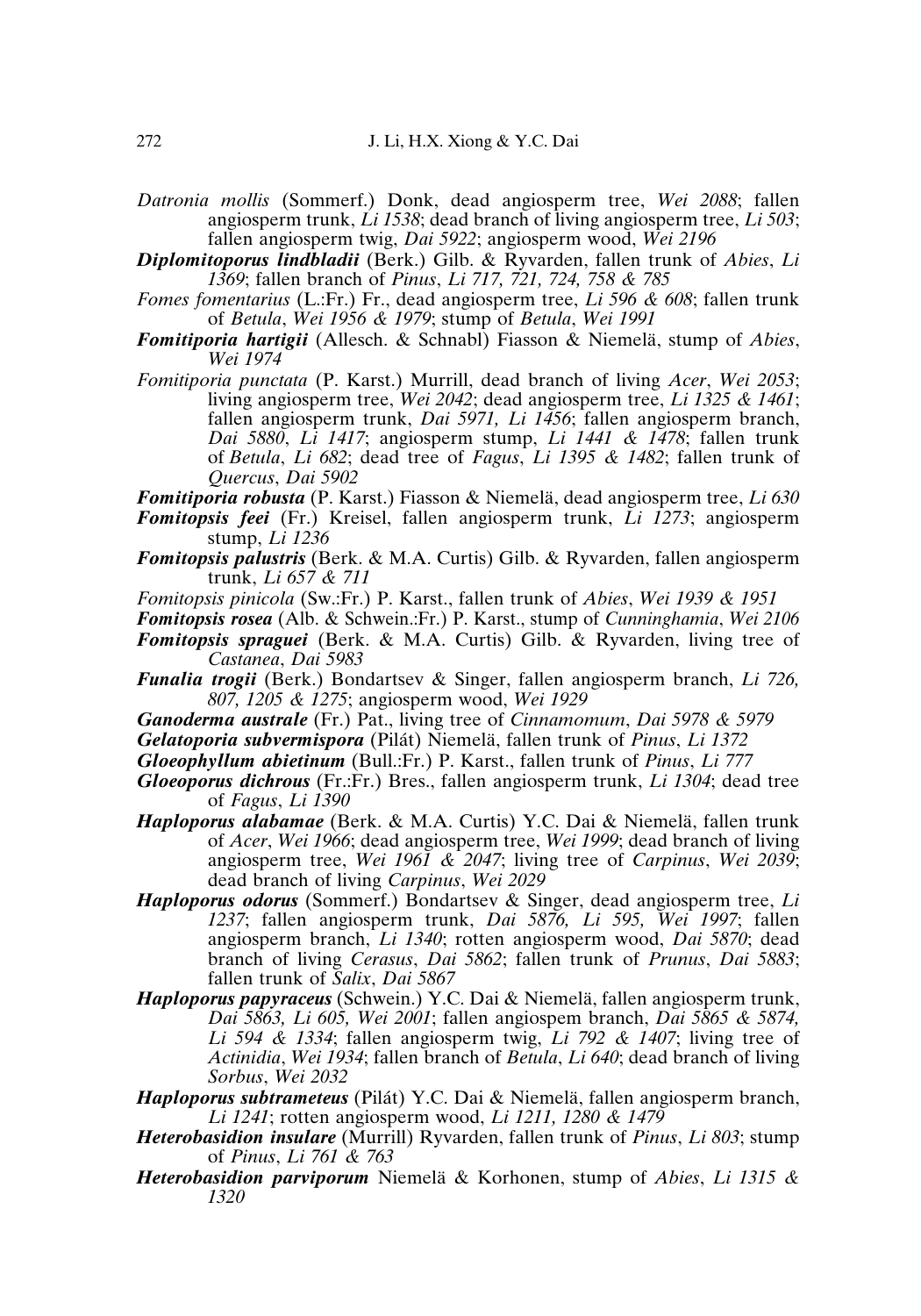*Datronia mollis* (Sommerf.) Donk, dead angiosperm tree, *Wei 2088*; fallen angiosperm trunk, *Li 1538*; dead branch of living angiosperm tree, *Li 503*; fallen angiosperm twig, *Dai 5922*; angiosperm wood, *Wei 2196*

***Diplomitoporus lindbladii*** (Berk.) Gilb. & Ryvarden, fallen trunk of *Abies*, *Li 1369*; fallen branch of *Pinus*, *Li 717, 721, 724, 758 & 785*

*Fomes fomentarius* (L.:Fr.) Fr., dead angiosperm tree, *Li 596 & 608*; fallen trunk of *Betula*, *Wei 1956 & 1979*; stump of *Betula*, *Wei 1991*

***Fomitiporia hartigii*** (Allesch. & Schnabl) Fiasson & Niemelä, stump of *Abies*, *Wei 1974*

*Fomitiporia punctata* (P. Karst.) Murrill, dead branch of living *Acer*, *Wei 2053*; living angiosperm tree, *Wei 2042*; dead angiosperm tree, *Li 1325 & 1461*; fallen angiosperm trunk, *Dai 5971, Li 1456*; fallen angiosperm branch, *Dai 5880*, *Li 1417*; angiosperm stump, *Li 1441 & 1478*; fallen trunk of *Betula*, *Li 682*; dead tree of *Fagus*, *Li 1395 & 1482*; fallen trunk of *Quercus*, *Dai 5902*

***Fomitiporia robusta*** (P. Karst.) Fiasson & Niemelä, dead angiosperm tree, *Li 630*

***Fomitopsis feei*** (Fr.) Kreisel, fallen angiosperm trunk, *Li 1273*; angiosperm stump, *Li 1236*

***Fomitopsis palustris*** (Berk. & M.A. Curtis) Gilb. & Ryvarden, fallen angiosperm trunk, *Li 657 & 711*

*Fomitopsis pinicola* (Sw.:Fr.) P. Karst., fallen trunk of *Abies*, *Wei 1939 & 1951*

***Fomitopsis rosea*** (Alb. & Schwein.:Fr.) P. Karst., stump of *Cunninghamia*, *Wei 2106*

***Fomitopsis spraguei*** (Berk. & M.A. Curtis) Gilb. & Ryvarden, living tree of *Castanea*, *Dai 5983*

***Funalia trogii*** (Berk.) Bondartsev & Singer, fallen angiosperm branch, *Li 726, 807, 1205 & 1275*; angiosperm wood, *Wei 1929*

***Ganoderma australe*** (Fr.) Pat., living tree of *Cinnamomum*, *Dai 5978 & 5979*

***Gelatoporia subvermispora*** (Pilát) Niemelä, fallen trunk of *Pinus*, *Li 1372*

***Gloeophyllum abietinum*** (Bull.:Fr.) P. Karst., fallen trunk of *Pinus*, *Li 777*

***Gloeoporus dichrous*** (Fr.:Fr.) Bres., fallen angiosperm trunk, *Li 1304*; dead tree of *Fagus*, *Li 1390*

***Haploporus alabamae*** (Berk. & M.A. Curtis) Y.C. Dai & Niemelä, fallen trunk of *Acer*, *Wei 1966*; dead angiosperm tree, *Wei 1999*; dead branch of living angiosperm tree, *Wei 1961 & 2047*; living tree of *Carpinus*, *Wei 2039*; dead branch of living *Carpinus*, *Wei 2029*

***Haploporus odorus*** (Sommerf.) Bondartsev & Singer, dead angiosperm tree, *Li 1237*; fallen angiosperm trunk, *Dai 5876, Li 595, Wei 1997*; fallen angiosperm branch, *Li 1340*; rotten angiosperm wood, *Dai 5870*; dead branch of living *Cerasus*, *Dai 5862*; fallen trunk of *Prunus*, *Dai 5883*; fallen trunk of *Salix*, *Dai 5867*

***Haploporus papyraceus*** (Schwein.) Y.C. Dai & Niemelä, fallen angiosperm trunk, *Dai 5863, Li 605, Wei 2001*; fallen angiospem branch, *Dai 5865 & 5874, Li 594 & 1334*; fallen angiosperm twig, *Li 792 & 1407*; living tree of *Actinidia*, *Wei 1934*; fallen branch of *Betula*, *Li 640*; dead branch of living *Sorbus*, *Wei 2032*

***Haploporus subtrameteus*** (Pilát) Y.C. Dai & Niemelä, fallen angiosperm branch, *Li 1241*; rotten angiosperm wood, *Li 1211, 1280 & 1479*

***Heterobasidion insulare*** (Murrill) Ryvarden, fallen trunk of *Pinus*, *Li 803*; stump of *Pinus*, *Li 761 & 763*

***Heterobasidion parviporum*** Niemelä & Korhonen, stump of *Abies*, *Li 1315 & 1320*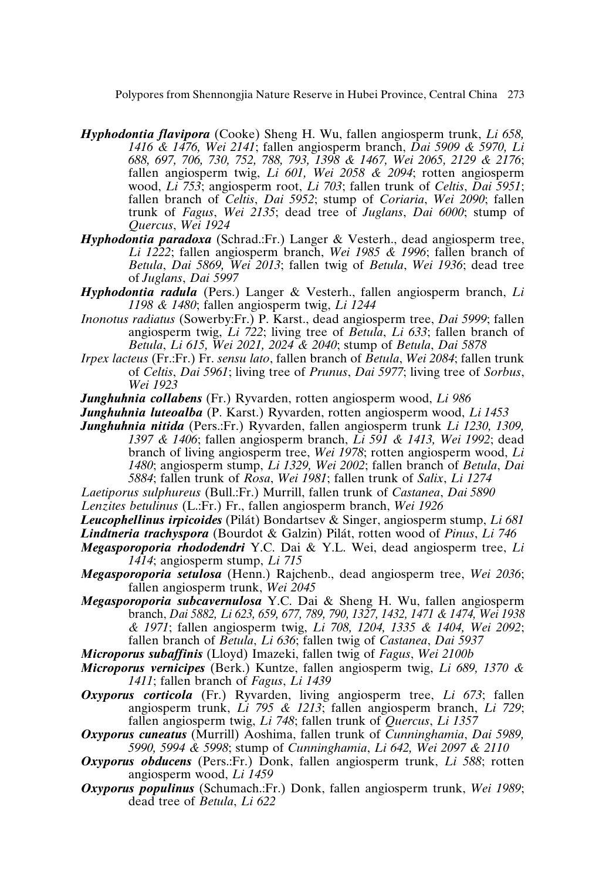***Hyphodontia flavipora*** (Cooke) Sheng H. Wu, fallen angiosperm trunk, *Li 658, 1416 & 1476, Wei 2141*; fallen angiosperm branch, *Dai 5909 & 5970, Li 688, 697, 706, 730, 752, 788, 793, 1398 & 1467, Wei 2065, 2129 & 2176*; fallen angiosperm twig, *Li 601, Wei 2058 & 2094*; rotten angiosperm wood, *Li 753*; angiosperm root, *Li 703*; fallen trunk of *Celtis*, *Dai 5951*; fallen branch of *Celtis*, *Dai 5952*; stump of *Coriaria*, *Wei 2090*; fallen trunk of *Fagus*, *Wei 2135*; dead tree of *Juglans*, *Dai 6000*; stump of *Quercus*, *Wei 1924*

***Hyphodontia paradoxa*** (Schrad.:Fr.) Langer & Vesterh., dead angiosperm tree, *Li 1222*; fallen angiosperm branch, *Wei 1985 & 1996*; fallen branch of *Betula*, *Dai 5869, Wei 2013*; fallen twig of *Betula*, *Wei 1936*; dead tree of *Juglans*, *Dai 5997*

***Hyphodontia radula*** (Pers.) Langer & Vesterh., fallen angiosperm branch, *Li 1198 & 1480*; fallen angiosperm twig, *Li 1244*

*Inonotus radiatus* (Sowerby:Fr.) P. Karst., dead angiosperm tree, *Dai 5999*; fallen angiosperm twig, *Li 722*; living tree of *Betula*, *Li 633*; fallen branch of *Betula*, *Li 615, Wei 2021, 2024 & 2040*; stump of *Betula*, *Dai 5878*

*Irpex lacteus* (Fr.:Fr.) Fr. *sensu lato*, fallen branch of *Betula*, *Wei 2084*; fallen trunk of *Celtis*, *Dai 5961*; living tree of *Prunus*, *Dai 5977*; living tree of *Sorbus*, *Wei 1923*

***Junghuhnia collabens*** (Fr.) Ryvarden, rotten angiosperm wood, *Li 986*

***Junghuhnia luteoalba*** (P. Karst.) Ryvarden, rotten angiosperm wood, *Li 1453*

***Junghuhnia nitida*** (Pers.:Fr.) Ryvarden, fallen angiosperm trunk *Li 1230, 1309, 1397 & 1406*; fallen angiosperm branch, *Li 591 & 1413, Wei 1992*; dead branch of living angiosperm tree, *Wei 1978*; rotten angiosperm wood, *Li 1480*; angiosperm stump, *Li 1329, Wei 2002*; fallen branch of *Betula*, *Dai 5884*; fallen trunk of *Rosa*, *Wei 1981*; fallen trunk of *Salix*, *Li 1274*

*Laetiporus sulphureus* (Bull.:Fr.) Murrill, fallen trunk of *Castanea*, *Dai 5890*

*Lenzites betulinus* (L.:Fr.) Fr., fallen angiosperm branch, *Wei 1926*

***Leucophellinus irpicoides*** (Pilát) Bondartsev & Singer, angiosperm stump, *Li 681*

***Lindtneria trachyspora*** (Bourdot & Galzin) Pilát, rotten wood of *Pinus*, *Li 746*

***Megasporoporia rhododendri*** Y.C. Dai & Y.L. Wei, dead angiosperm tree, *Li 1414*; angiosperm stump, *Li 715*

***Megasporoporia setulosa*** (Henn.) Rajchenb., dead angiosperm tree, *Wei 2036*; fallen angiosperm trunk, *Wei 2045*

***Megasporoporia subcavernulosa*** Y.C. Dai & Sheng H. Wu, fallen angiosperm branch, *Dai 5882, Li 623, 659, 677, 789, 790, 1327, 1432, 1471 & 1474, Wei 1938 & 1971*; fallen angiosperm twig, *Li 708, 1204, 1335 & 1404, Wei 2092*; fallen branch of *Betula*, *Li 636*; fallen twig of *Castanea*, *Dai 5937*

***Microporus subaffinis*** (Lloyd) Imazeki, fallen twig of *Fagus*, *Wei 2100b*

***Microporus vernicipes*** (Berk.) Kuntze, fallen angiosperm twig, *Li 689, 1370 & 1411*; fallen branch of *Fagus*, *Li 1439*

***Oxyporus corticola*** (Fr.) Ryvarden, living angiosperm tree, *Li 673*; fallen angiosperm trunk, *Li 795 & 1213*; fallen angiosperm branch, *Li 729*; fallen angiosperm twig, *Li 748*; fallen trunk of *Quercus*, *Li 1357*

***Oxyporus cuneatus*** (Murrill) Aoshima, fallen trunk of *Cunninghamia*, *Dai 5989, 5990, 5994 & 5998*; stump of *Cunninghamia*, *Li 642, Wei 2097 & 2110*

***Oxyporus obducens*** (Pers.:Fr.) Donk, fallen angiosperm trunk, *Li 588*; rotten angiosperm wood, *Li 1459*

***Oxyporus populinus*** (Schumach.:Fr.) Donk, fallen angiosperm trunk, *Wei 1989*; dead tree of *Betula*, *Li 622*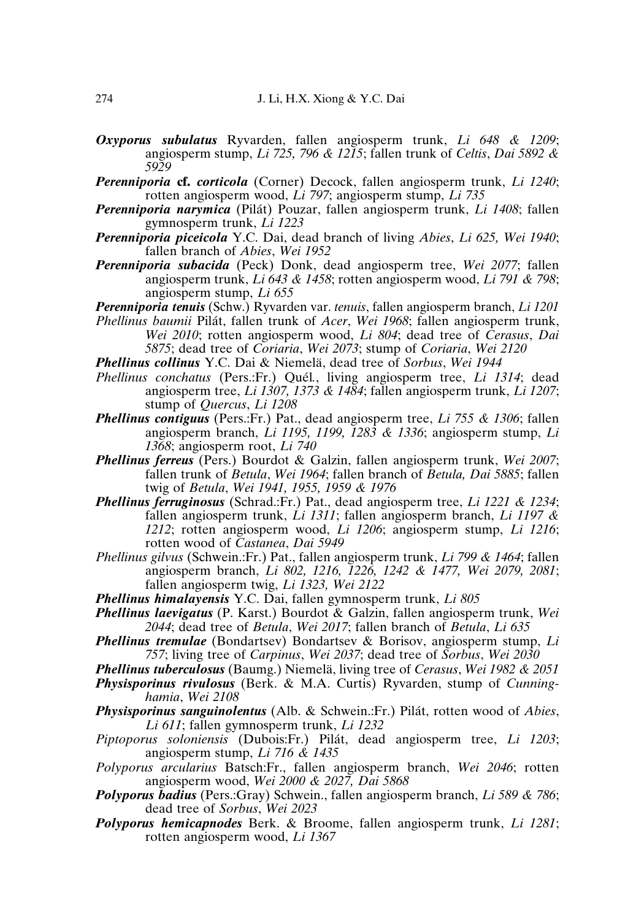***Oxyporus subulatus*** Ryvarden, fallen angiosperm trunk, *Li 648 & 1209*; angiosperm stump, *Li 725, 796 & 1215*; fallen trunk of *Celtis*, *Dai 5892 & 5929*

***Perenniporia* cf. *corticola*** (Corner) Decock, fallen angiosperm trunk, *Li 1240*; rotten angiosperm wood, *Li 797*; angiosperm stump, *Li 735*

***Perenniporia narymica*** (Pilát) Pouzar, fallen angiosperm trunk, *Li 1408*; fallen gymnosperm trunk, *Li 1223*

***Perenniporia piceicola*** Y.C. Dai, dead branch of living *Abies*, *Li 625, Wei 1940*; fallen branch of *Abies*, *Wei 1952*

***Perenniporia subacida*** (Peck) Donk, dead angiosperm tree, *Wei 2077*; fallen angiosperm trunk, *Li 643 & 1458*; rotten angiosperm wood, *Li 791 & 798*; angiosperm stump, *Li 655*

***Perenniporia tenuis*** (Schw.) Ryvarden var. *tenuis*, fallen angiosperm branch, *Li 1201*

*Phellinus baumii* Pilát, fallen trunk of *Acer*, *Wei 1968*; fallen angiosperm trunk, *Wei 2010*; rotten angiosperm wood, *Li 804*; dead tree of *Cerasus*, *Dai 5875*; dead tree of *Coriaria*, *Wei 2073*; stump of *Coriaria*, *Wei 2120*

***Phellinus collinus*** Y.C. Dai & Niemelä, dead tree of *Sorbus*, *Wei 1944*

*Phellinus conchatus* (Pers.:Fr.) Quél., living angiosperm tree, *Li 1314*; dead angiosperm tree, *Li 1307, 1373 & 1484*; fallen angiosperm trunk, *Li 1207*; stump of *Quercus*, *Li 1208*

***Phellinus contiguus*** (Pers.:Fr.) Pat., dead angiosperm tree, *Li 755 & 1306*; fallen angiosperm branch, *Li 1195, 1199, 1283 & 1336*; angiosperm stump, *Li 1368*; angiosperm root, *Li 740*

***Phellinus ferreus*** (Pers.) Bourdot & Galzin, fallen angiosperm trunk, *Wei 2007*; fallen trunk of *Betula*, *Wei 1964*; fallen branch of *Betula, Dai 5885*; fallen twig of *Betula*, *Wei 1941, 1955, 1959 & 1976*

***Phellinus ferruginosus*** (Schrad.:Fr.) Pat., dead angiosperm tree, *Li 1221 & 1234*; fallen angiosperm trunk, *Li 1311*; fallen angiosperm branch, *Li 1197 & 1212*; rotten angiosperm wood, *Li 1206*; angiosperm stump, *Li 1216*; rotten wood of *Castanea*, *Dai 5949*

*Phellinus gilvus* (Schwein.:Fr.) Pat., fallen angiosperm trunk, *Li 799 & 1464*; fallen angiosperm branch, *Li 802, 1216, 1226, 1242 & 1477, Wei 2079, 2081*; fallen angiosperm twig, *Li 1323, Wei 2122*

***Phellinus himalayensis*** Y.C. Dai, fallen gymnosperm trunk, *Li 805*

***Phellinus laevigatus*** (P. Karst.) Bourdot & Galzin, fallen angiosperm trunk, *Wei 2044*; dead tree of *Betula*, *Wei 2017*; fallen branch of *Betula*, *Li 635*

***Phellinus tremulae*** (Bondartsev) Bondartsev & Borisov, angiosperm stump, *Li 757*; living tree of *Carpinus*, *Wei 2037*; dead tree of *Sorbus*, *Wei 2030*

***Phellinus tuberculosus*** (Baumg.) Niemelä, living tree of *Cerasus*, *Wei 1982 & 2051*

***Physisporinus rivulosus*** (Berk. & M.A. Curtis) Ryvarden, stump of *Cunninghamia*, *Wei 2108*

***Physisporinus sanguinolentus*** (Alb. & Schwein.:Fr.) Pilát, rotten wood of *Abies*, *Li 611*; fallen gymnosperm trunk, *Li 1232*

*Piptoporus soloniensis* (Dubois:Fr.) Pilát, dead angiosperm tree, *Li 1203*; angiosperm stump, *Li 716 & 1435*

*Polyporus arcularius* Batsch:Fr., fallen angiosperm branch, *Wei 2046*; rotten angiosperm wood, *Wei 2000 & 2027, Dai 5868*

***Polyporus badius*** (Pers.:Gray) Schwein., fallen angiosperm branch, *Li 589 & 786*; dead tree of *Sorbus*, *Wei 2023*

***Polyporus hemicapnodes*** Berk. & Broome, fallen angiosperm trunk, *Li 1281*; rotten angiosperm wood, *Li 1367*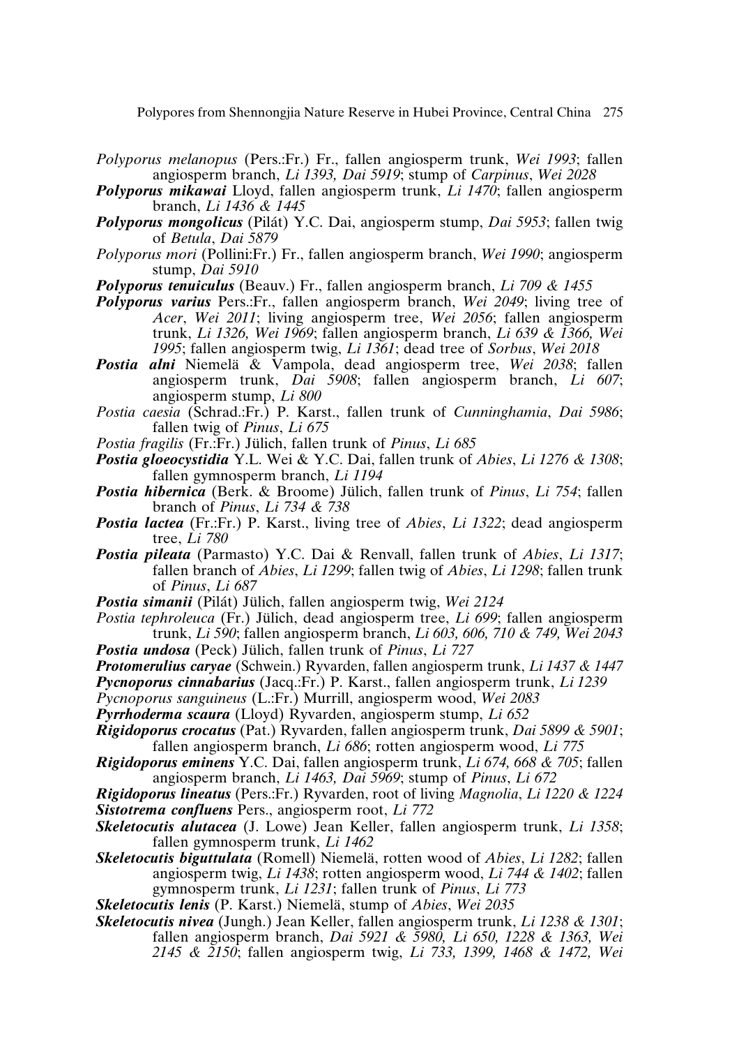*Polyporus melanopus* (Pers.:Fr.) Fr., fallen angiosperm trunk, *Wei 1993*; fallen angiosperm branch, *Li 1393, Dai 5919*; stump of *Carpinus*, *Wei 2028*

***Polyporus mikawai*** Lloyd, fallen angiosperm trunk, *Li 1470*; fallen angiosperm branch, *Li 1436 & 1445*

***Polyporus mongolicus*** (Pilát) Y.C. Dai, angiosperm stump, *Dai 5953*; fallen twig of *Betula*, *Dai 5879*

*Polyporus mori* (Pollini:Fr.) Fr., fallen angiosperm branch, *Wei 1990*; angiosperm stump, *Dai 5910*

***Polyporus tenuiculus*** (Beauv.) Fr., fallen angiosperm branch, *Li 709 & 1455*

***Polyporus varius*** Pers.:Fr., fallen angiosperm branch, *Wei 2049*; living tree of *Acer*, *Wei 2011*; living angiosperm tree, *Wei 2056*; fallen angiosperm trunk, *Li 1326, Wei 1969*; fallen angiosperm branch, *Li 639 & 1366, Wei 1995*; fallen angiosperm twig, *Li 1361*; dead tree of *Sorbus*, *Wei 2018*

***Postia alni*** Niemelä & Vampola, dead angiosperm tree, *Wei 2038*; fallen angiosperm trunk, *Dai 5908*; fallen angiosperm branch, *Li 607*; angiosperm stump, *Li 800*

*Postia caesia* (Schrad.:Fr.) P. Karst., fallen trunk of *Cunninghamia*, *Dai 5986*; fallen twig of *Pinus*, *Li 675*

*Postia fragilis* (Fr.:Fr.) Jülich, fallen trunk of *Pinus*, *Li 685*

***Postia gloeocystidia*** Y.L. Wei & Y.C. Dai, fallen trunk of *Abies*, *Li 1276 & 1308*; fallen gymnosperm branch, *Li 1194*

***Postia hibernica*** (Berk. & Broome) Jülich, fallen trunk of *Pinus*, *Li 754*; fallen branch of *Pinus*, *Li 734 & 738*

***Postia lactea*** (Fr.:Fr.) P. Karst., living tree of *Abies*, *Li 1322*; dead angiosperm tree, *Li 780*

***Postia pileata*** (Parmasto) Y.C. Dai & Renvall, fallen trunk of *Abies*, *Li 1317*; fallen branch of *Abies*, *Li 1299*; fallen twig of *Abies*, *Li 1298*; fallen trunk of *Pinus*, *Li 687*

***Postia simanii*** (Pilát) Jülich, fallen angiosperm twig, *Wei 2124*

*Postia tephroleuca* (Fr.) Jülich, dead angiosperm tree, *Li 699*; fallen angiosperm trunk, *Li 590*; fallen angiosperm branch, *Li 603, 606, 710 & 749, Wei 2043*

***Postia undosa*** (Peck) Jülich, fallen trunk of *Pinus*, *Li 727*

***Protomerulius caryae*** (Schwein.) Ryvarden, fallen angiosperm trunk, *Li 1437 & 1447*

***Pycnoporus cinnabarius*** (Jacq.:Fr.) P. Karst., fallen angiosperm trunk, *Li 1239*

*Pycnoporus sanguineus* (L.:Fr.) Murrill, angiosperm wood, *Wei 2083*

***Pyrrhoderma scaura*** (Lloyd) Ryvarden, angiosperm stump, *Li 652*

***Rigidoporus crocatus*** (Pat.) Ryvarden, fallen angiosperm trunk, *Dai 5899 & 5901*; fallen angiosperm branch, *Li 686*; rotten angiosperm wood, *Li 775*

***Rigidoporus eminens*** Y.C. Dai, fallen angiosperm trunk, *Li 674, 668 & 705*; fallen angiosperm branch, *Li 1463, Dai 5969*; stump of *Pinus*, *Li 672*

***Rigidoporus lineatus*** (Pers.:Fr.) Ryvarden, root of living *Magnolia*, *Li 1220 & 1224*

***Sistotrema confluens*** Pers., angiosperm root, *Li 772*

***Skeletocutis alutacea*** (J. Lowe) Jean Keller, fallen angiosperm trunk, *Li 1358*; fallen gymnosperm trunk, *Li 1462*

***Skeletocutis biguttulata*** (Romell) Niemelä, rotten wood of *Abies*, *Li 1282*; fallen angiosperm twig, *Li 1438*; rotten angiosperm wood, *Li 744 & 1402*; fallen gymnosperm trunk, *Li 1231*; fallen trunk of *Pinus*, *Li 773*

***Skeletocutis lenis*** (P. Karst.) Niemelä, stump of *Abies*, *Wei 2035*

***Skeletocutis nivea*** (Jungh.) Jean Keller, fallen angiosperm trunk, *Li 1238 & 1301*; fallen angiosperm branch, *Dai 5921 & 5980, Li 650, 1228 & 1363, Wei 2145 & 2150*; fallen angiosperm twig, *Li 733, 1399, 1468 & 1472, Wei*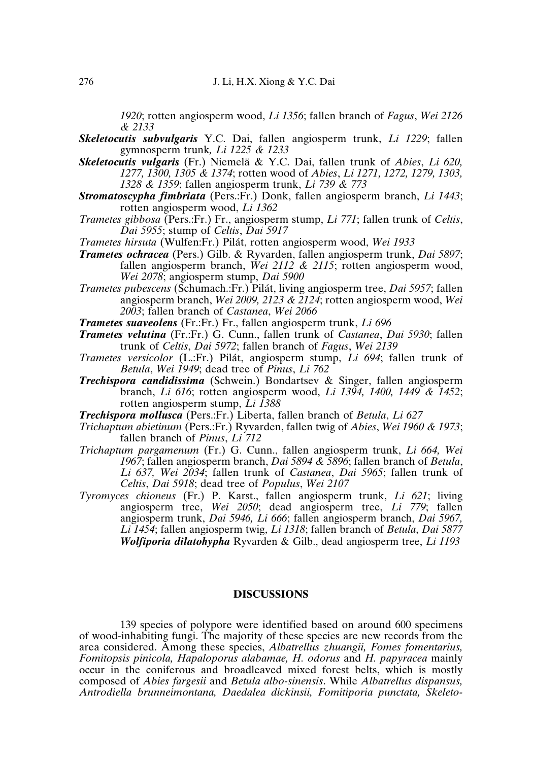*1920*; rotten angiosperm wood, *Li 1356*; fallen branch of *Fagus*, *Wei 2126 & 2133*

***Skeletocutis subvulgaris*** Y.C. Dai, fallen angiosperm trunk, *Li 1229*; fallen gymnosperm trunk, *Li 1225 & 1233*

***Skeletocutis vulgaris*** (Fr.) Niemelä & Y.C. Dai, fallen trunk of *Abies*, *Li 620, 1277, 1300, 1305 & 1374*; rotten wood of *Abies*, *Li 1271, 1272, 1279, 1303, 1328 & 1359*; fallen angiosperm trunk, *Li 739 & 773*

***Stromatoscypha fimbriata*** (Pers.:Fr.) Donk, fallen angiosperm branch, *Li 1443*; rotten angiosperm wood, *Li 1362*

*Trametes gibbosa* (Pers.:Fr.) Fr., angiosperm stump, *Li 771*; fallen trunk of *Celtis*, *Dai 5955*; stump of *Celtis*, *Dai 5917*

*Trametes hirsuta* (Wulfen:Fr.) Pilát, rotten angiosperm wood, *Wei 1933*

***Trametes ochracea*** (Pers.) Gilb. & Ryvarden, fallen angiosperm trunk, *Dai 5897*; fallen angiosperm branch, *Wei 2112 & 2115*; rotten angiosperm wood, *Wei 2078*; angiosperm stump, *Dai 5900*

*Trametes pubescens* (Schumach.:Fr.) Pilát, living angiosperm tree, *Dai 5957*; fallen angiosperm branch, *Wei 2009, 2123 & 2124*; rotten angiosperm wood, *Wei 2003*; fallen branch of *Castanea*, *Wei 2066*

***Trametes suaveolens*** (Fr.:Fr.) Fr., fallen angiosperm trunk, *Li 696*

***Trametes velutina*** (Fr.:Fr.) G. Cunn., fallen trunk of *Castanea*, *Dai 5930*; fallen trunk of *Celtis*, *Dai 5972*; fallen branch of *Fagus*, *Wei 2139*

*Trametes versicolor* (L.:Fr.) Pilát, angiosperm stump, *Li 694*; fallen trunk of *Betula*, *Wei 1949*; dead tree of *Pinus*, *Li 762*

***Trechispora candidissima*** (Schwein.) Bondartsev & Singer, fallen angiosperm branch, *Li 616*; rotten angiosperm wood, *Li 1394, 1400, 1449 & 1452*; rotten angiosperm stump, *Li 1388*

***Trechispora mollusca*** (Pers.:Fr.) Liberta, fallen branch of *Betula*, *Li 627*

*Trichaptum abietinum* (Pers.:Fr.) Ryvarden, fallen twig of *Abies*, *Wei 1960 & 1973*; fallen branch of *Pinus*, *Li 712*

*Trichaptum pargamenum* (Fr.) G. Cunn., fallen angiosperm trunk, *Li 664, Wei 1967*; fallen angiosperm branch, *Dai 5894 & 5896*; fallen branch of *Betula*, *Li 637, Wei 2034*; fallen trunk of *Castanea*, *Dai 5965*; fallen trunk of *Celtis*, *Dai 5918*; dead tree of *Populus*, *Wei 2107*

*Tyromyces chioneus* (Fr.) P. Karst., fallen angiosperm trunk, *Li 621*; living angiosperm tree, *Wei 2050*; dead angiosperm tree, *Li 779*; fallen angiosperm trunk, *Dai 5946, Li 666*; fallen angiosperm branch, *Dai 5967, Li 1454*; fallen angiosperm twig, *Li 1318*; fallen branch of *Betula*, *Dai 5877*

***Wolfiporia dilatohypha*** Ryvarden & Gilb., dead angiosperm tree, *Li 1193*

## DISCUSSIONS

139 species of polypore were identified based on around 600 specimens of wood-inhabiting fungi. The majority of these species are new records from the area considered. Among these species, *Albatrellus zhuangii, Fomes fomentarius, Fomitopsis pinicola, Hapaloporus alabamae, H. odorus* and *H. papyracea* mainly occur in the coniferous and broadleaved mixed forest belts, which is mostly composed of *Abies fargesii* and *Betula albo-sinensis*. While *Albatrellus dispansus, Antrodiella brunneimontana, Daedalea dickinsii, Fomitiporia punctata, Skeleto-*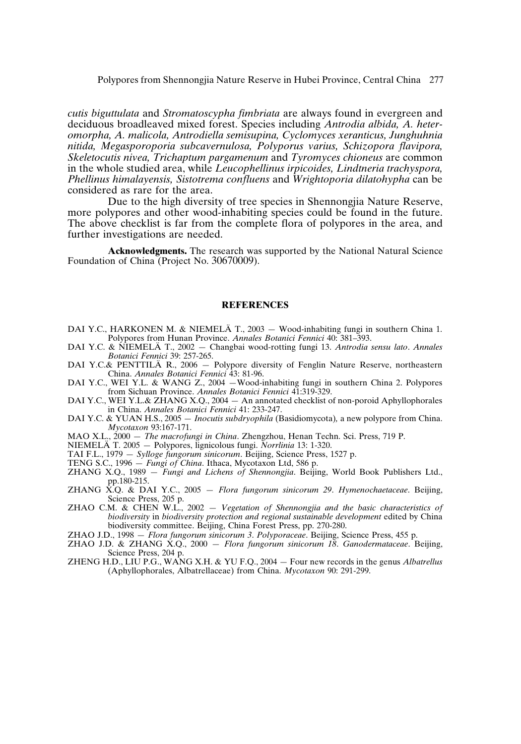*cutis biguttulata* and *Stromatoscypha fimbriata* are always found in evergreen and deciduous broadleaved mixed forest. Species including *Antrodia albida, A. heteromorpha, A. malicola, Antrodiella semisupina, Cyclomyces xeranticus, Junghuhnia nitida, Megasporoporia subcavernulosa, Polyporus varius, Schizopora flavipora, Skeletocutis nivea, Trichaptum pargamenum* and *Tyromyces chioneus* are common in the whole studied area, while *Leucophellinus irpicoides, Lindtneria trachyspora, Phellinus himalayensis, Sistotrema confluens* and *Wrightoporia dilatohypha* can be considered as rare for the area.

Due to the high diversity of tree species in Shennongjia Nature Reserve, more polypores and other wood-inhabiting species could be found in the future. The above checklist is far from the complete flora of polypores in the area, and further investigations are needed.

**Acknowledgments.** The research was supported by the National Natural Science Foundation of China (Project No. 30670009).

## REFERENCES

DAI Y.C., HARKONEN M. & NIEMELÄ T., 2003 — Wood-inhabiting fungi in southern China 1. Polypores from Hunan Province. *Annales Botanici Fennici* 40: 381–393.

DAI Y.C. & NIEMELÄ T., 2002 — Changbai wood-rotting fungi 13. *Antrodia sensu lato*. *Annales Botanici Fennici* 39: 257-265.

DAI Y.C.& PENTTILÄ R., 2006 — Polypore diversity of Fenglin Nature Reserve, northeastern China. *Annales Botanici Fennici* 43: 81-96.

DAI Y.C., WEI Y.L. & WANG Z., 2004 —Wood-inhabiting fungi in southern China 2. Polypores from Sichuan Province. *Annales Botanici Fennici* 41:319-329.

DAI Y.C., WEI Y.L.& ZHANG X.Q., 2004 — An annotated checklist of non-poroid Aphyllophorales in China. *Annales Botanici Fennici* 41: 233-247.

DAI Y.C. & YUAN H.S., 2005 — *Inocutis subdryophila* (Basidiomycota), a new polypore from China. *Mycotaxon* 93:167-171.

MAO X.L., 2000 — *The macrofungi in China*. Zhengzhou, Henan Techn. Sci. Press, 719 P.

NIEMELÄ T. 2005 — Polypores, lignicolous fungi. *Norrlinia* 13: 1-320.

TAI F.L., 1979 — *Sylloge fungorum sinicorum*. Beijing, Science Press, 1527 p.

TENG S.C., 1996 — *Fungi of China*. Ithaca, Mycotaxon Ltd, 586 p.

ZHANG X.Q., 1989 — *Fungi and Lichens of Shennongjia*. Beijing, World Book Publishers Ltd., pp.180-215.

ZHANG X.Q. & DAI Y.C., 2005 — *Flora fungorum sinicorum 29*. *Hymenochaetaceae*. Beijing, Science Press, 205 p.

ZHAO C.M. & CHEN W.L., 2002 — *Vegetation of Shennongjia and the basic characteristics of biodiversity* in *biodiversity protection and regional sustainable development* edited by China biodiversity committee. Beijing, China Forest Press, pp. 270-280.

ZHAO J.D., 1998 — *Flora fungorum sinicorum 3. Polyporaceae*. Beijing, Science Press, 455 p.

ZHAO J.D. & ZHANG X.Q., 2000 — *Flora fungorum sinicorum 18*. *Ganodermataceae*. Beijing, Science Press, 204 p.

ZHENG H.D., LIU P.G., WANG X.H. & YU F.Q., 2004 — Four new records in the genus *Albatrellus* (Aphyllophorales, Albatrellaceae) from China. *Mycotaxon* 90: 291-299.